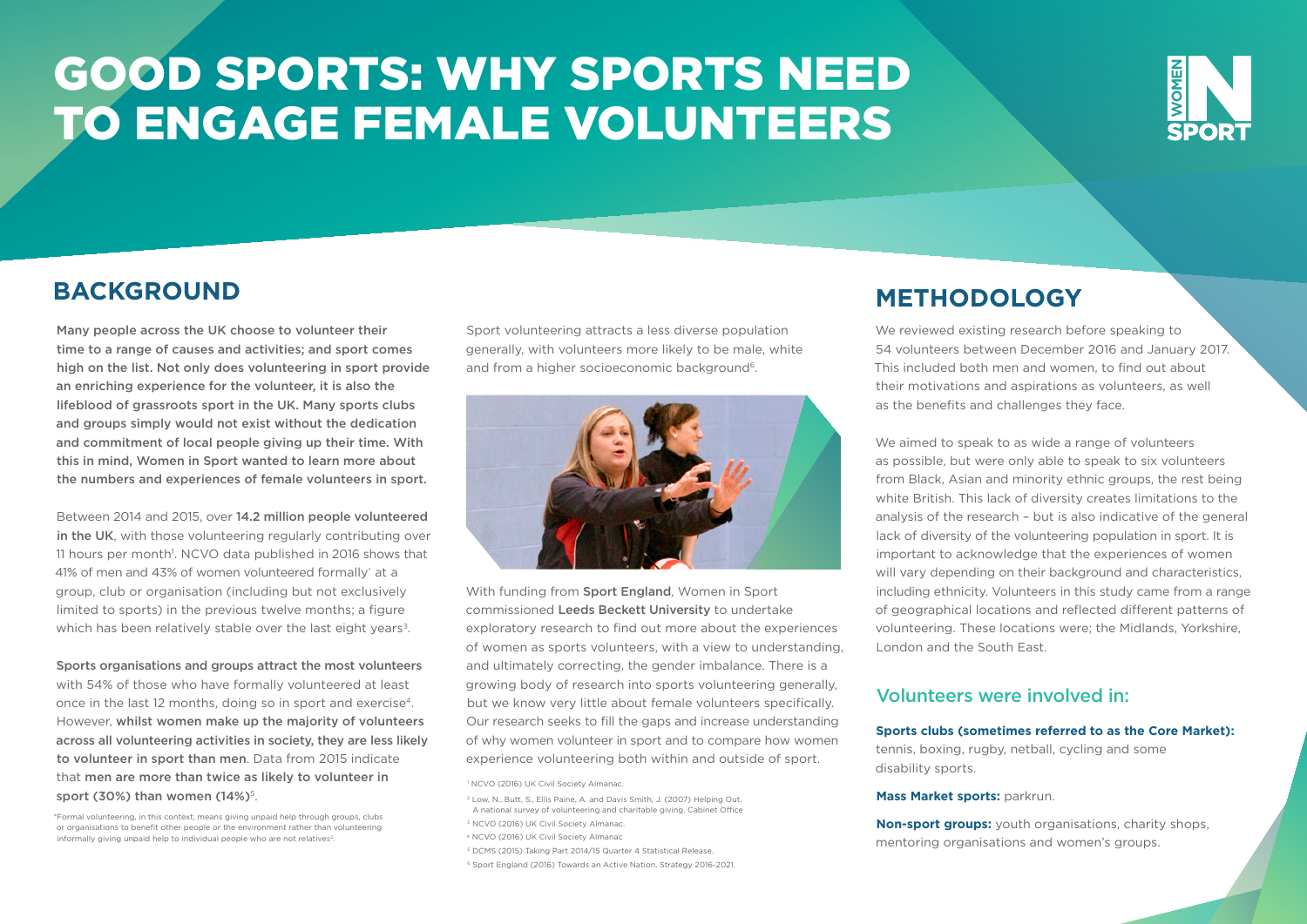# GOOD SPORTS: WHY SPORTS NEED TO ENGAGE FEMALE VOLUNTEERS

## BACKGROUND

**Many people across the UK choose to volunteer their time to a range of causes and activities; and sport comes high on the list. Not only does volunteering in sport provide an enriching experience for the volunteer, it is also the lifeblood of grassroots sport in the UK. Many sports clubs and groups simply would not exist without the dedication and commitment of local people giving up their time. With this in mind, Women in Sport wanted to learn more about the numbers and experiences of female volunteers in sport.**

Between 2014 and 2015, over **14.2 million people volunteered in the UK**, with those volunteering regularly contributing over 11 hours per month[1]. NCVO data published in 2016 shows that 41% of men and 43% of women volunteered formally* at a group, club or organisation (including but not exclusively limited to sports) in the previous twelve months; a figure which has been relatively stable over the last eight years[3].

**Sports organisations and groups attract the most volunteers** with 54% of those who have formally volunteered at least once in the last 12 months, doing so in sport and exercise[4]. However, **whilst women make up the majority of volunteers across all volunteering activities in society, they are less likely to volunteer in sport than men**. Data from 2015 indicate that **men are more than twice as likely to volunteer in sport (30%) than women (14%)**[5].

*Formal volunteering, in this context, means giving unpaid help through groups, clubs or organisations to benefit other people or the environment rather than volunteering informally giving unpaid help to individual people who are not relatives[2].

Sport volunteering attracts a less diverse population generally, with volunteers more likely to be male, white and from a higher socioeconomic background[6].

With funding from **Sport England**, Women in Sport commissioned **Leeds Beckett University** to undertake exploratory research to find out more about the experiences of women as sports volunteers, with a view to understanding, and ultimately correcting, the gender imbalance. There is a growing body of research into sports volunteering generally, but we know very little about female volunteers specifically. Our research seeks to fill the gaps and increase understanding of why women volunteer in sport and to compare how women experience volunteering both within and outside of sport.

[1] NCVO (2016) UK Civil Society Almanac.

[2] Low, N., Butt, S., Ellis Paine, A. and Davis Smith, J. (2007) Helping Out. A national survey of volunteering and charitable giving. Cabinet Office

[3] NCVO (2016) UK Civil Society Almanac.

[4] NCVO (2016) UK Civil Society Almanac

[5] DCMS (2015) Taking Part 2014/15 Quarter 4 Statistical Release.

[6] Sport England (2016) Towards an Active Nation. Strategy 2016-2021.

## METHODOLOGY

We reviewed existing research before speaking to 54 volunteers between December 2016 and January 2017. This included both men and women, to find out about their motivations and aspirations as volunteers, as well as the benefits and challenges they face.

We aimed to speak to as wide a range of volunteers as possible, but were only able to speak to six volunteers from Black, Asian and minority ethnic groups, the rest being white British. This lack of diversity creates limitations to the analysis of the research – but is also indicative of the general lack of diversity of the volunteering population in sport. It is important to acknowledge that the experiences of women will vary depending on their background and characteristics, including ethnicity. Volunteers in this study came from a range of geographical locations and reflected different patterns of volunteering. These locations were; the Midlands, Yorkshire, London and the South East.

### Volunteers were involved in:

**Sports clubs (sometimes referred to as the Core Market):** tennis, boxing, rugby, netball, cycling and some disability sports.

**Mass Market sports:** parkrun.

**Non-sport groups:** youth organisations, charity shops, mentoring organisations and women's groups.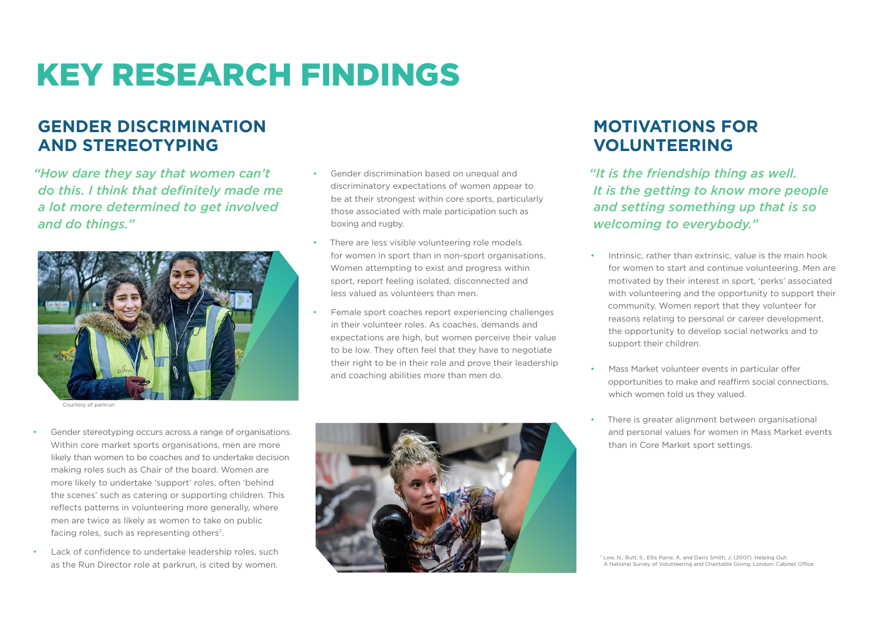# KEY RESEARCH FINDINGS

## GENDER DISCRIMINATION AND STEREOTYPING

*"How dare they say that women can't do this. I think that definitely made me a lot more determined to get involved and do things."*

Courtesy of parkrun

- Gender stereotyping occurs across a range of organisations. Within core market sports organisations, men are more likely than women to be coaches and to undertake decision making roles such as Chair of the board. Women are more likely to undertake 'support' roles, often 'behind the scenes' such as catering or supporting children. This reflects patterns in volunteering more generally, where men are twice as likely as women to take on public facing roles, such as representing others[7].
- Lack of confidence to undertake leadership roles, such as the Run Director role at parkrun, is cited by women.
- Gender discrimination based on unequal and discriminatory expectations of women appear to be at their strongest within core sports, particularly those associated with male participation such as boxing and rugby.
- There are less visible volunteering role models for women in sport than in non-sport organisations. Women attempting to exist and progress within sport, report feeling isolated, disconnected and less valued as volunteers than men.
- Female sport coaches report experiencing challenges in their volunteer roles. As coaches, demands and expectations are high, but women perceive their value to be low. They often feel that they have to negotiate their right to be in their role and prove their leadership and coaching abilities more than men do.

## MOTIVATIONS FOR VOLUNTEERING

*"It is the friendship thing as well. It is the getting to know more people and setting something up that is so welcoming to everybody."*

- Intrinsic, rather than extrinsic, value is the main hook for women to start and continue volunteering. Men are motivated by their interest in sport, 'perks' associated with volunteering and the opportunity to support their community. Women report that they volunteer for reasons relating to personal or career development, the opportunity to develop social networks and to support their children.
- Mass Market volunteer events in particular offer opportunities to make and reaffirm social connections, which women told us they valued.
- There is greater alignment between organisational and personal values for women in Mass Market events than in Core Market sport settings.

[7] Low, N., Butt, S., Ellis Paine, A. and Davis Smith, J. (2007). Helping Out: A National Survey of Volunteering and Charitable Giving. London: Cabinet Office.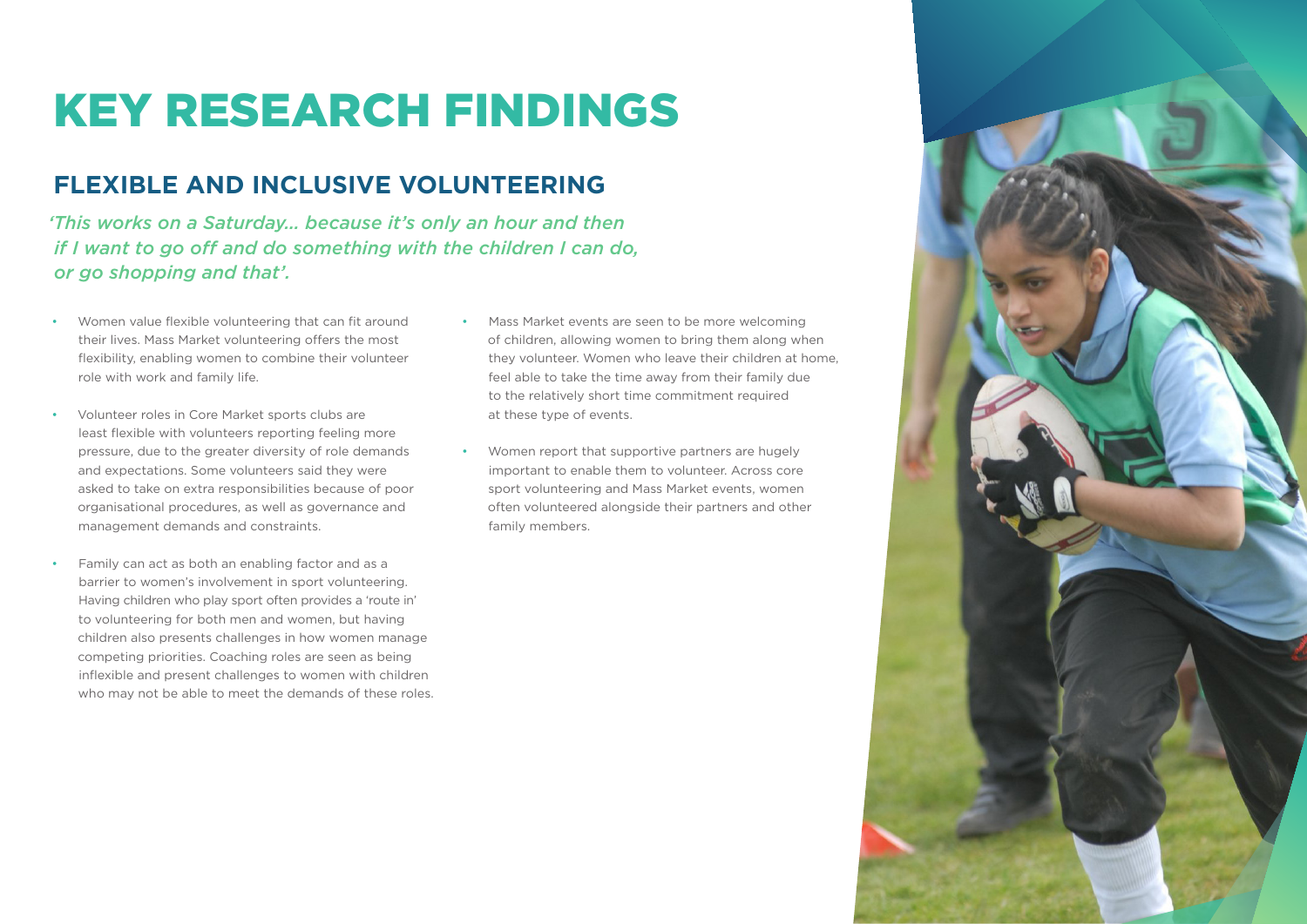# KEY RESEARCH FINDINGS

## FLEXIBLE AND INCLUSIVE VOLUNTEERING

*'This works on a Saturday... because it's only an hour and then if I want to go off and do something with the children I can do, or go shopping and that'.*

- Women value flexible volunteering that can fit around their lives. Mass Market volunteering offers the most flexibility, enabling women to combine their volunteer role with work and family life.
- Volunteer roles in Core Market sports clubs are least flexible with volunteers reporting feeling more pressure, due to the greater diversity of role demands and expectations. Some volunteers said they were asked to take on extra responsibilities because of poor organisational procedures, as well as governance and management demands and constraints.
- Family can act as both an enabling factor and as a barrier to women's involvement in sport volunteering. Having children who play sport often provides a 'route in' to volunteering for both men and women, but having children also presents challenges in how women manage competing priorities. Coaching roles are seen as being inflexible and present challenges to women with children who may not be able to meet the demands of these roles.
- Mass Market events are seen to be more welcoming of children, allowing women to bring them along when they volunteer. Women who leave their children at home, feel able to take the time away from their family due to the relatively short time commitment required at these type of events.
- Women report that supportive partners are hugely important to enable them to volunteer. Across core sport volunteering and Mass Market events, women often volunteered alongside their partners and other family members.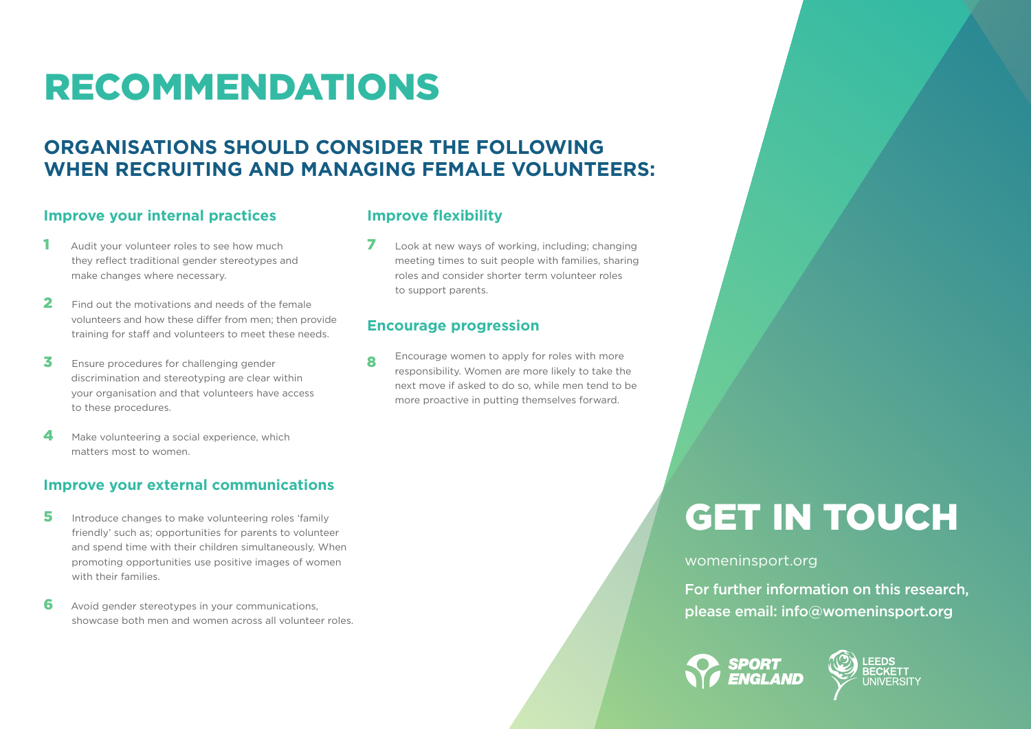# RECOMMENDATIONS

## ORGANISATIONS SHOULD CONSIDER THE FOLLOWING WHEN RECRUITING AND MANAGING FEMALE VOLUNTEERS:

### Improve your internal practices

1. Audit your volunteer roles to see how much they reflect traditional gender stereotypes and make changes where necessary.
2. Find out the motivations and needs of the female volunteers and how these differ from men; then provide training for staff and volunteers to meet these needs.
3. Ensure procedures for challenging gender discrimination and stereotyping are clear within your organisation and that volunteers have access to these procedures.
4. Make volunteering a social experience, which matters most to women.

### Improve your external communications

5. Introduce changes to make volunteering roles 'family friendly' such as; opportunities for parents to volunteer and spend time with their children simultaneously. When promoting opportunities use positive images of women with their families.
6. Avoid gender stereotypes in your communications, showcase both men and women across all volunteer roles.

### Improve flexibility

7. Look at new ways of working, including; changing meeting times to suit people with families, sharing roles and consider shorter term volunteer roles to support parents.

### Encourage progression

8. Encourage women to apply for roles with more responsibility. Women are more likely to take the next move if asked to do so, while men tend to be more proactive in putting themselves forward.

# GET IN TOUCH

womeninsport.org

For further information on this research, please email: info@womeninsport.org

SPORT ENGLAND

LEEDS BECKETT UNIVERSITY